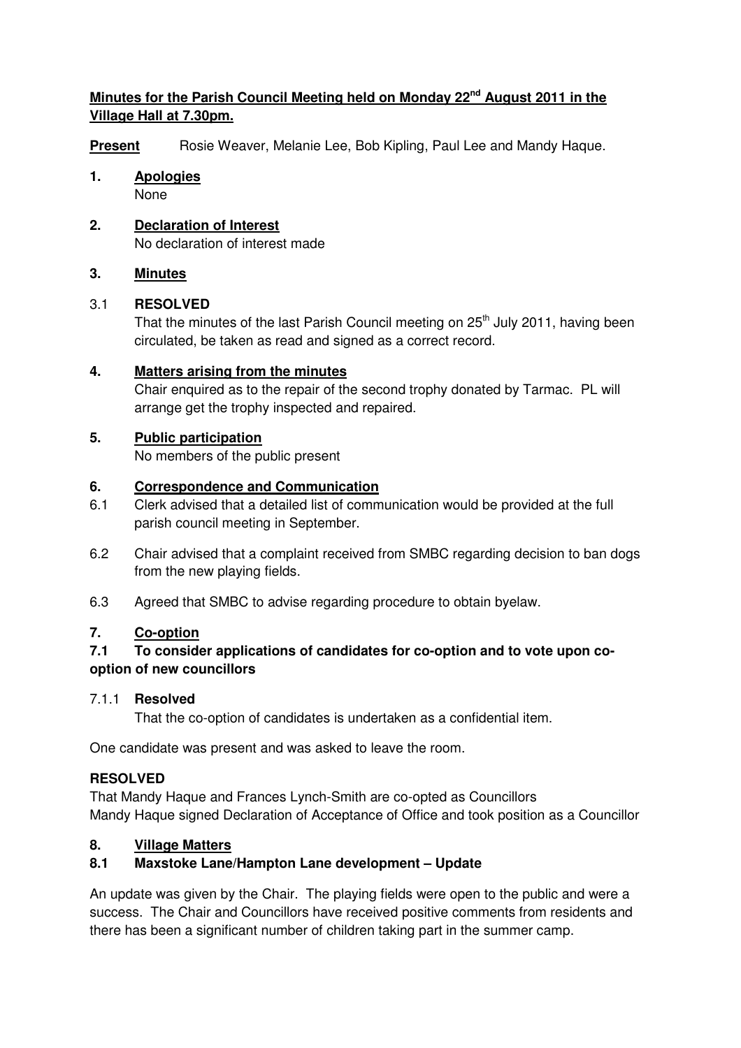**Minutes for the Parish Council Meeting held on Monday 22nd August 2011 in the Village Hall at 7.30pm.**

**Present** Rosie Weaver, Melanie Lee, Bob Kipling, Paul Lee and Mandy Haque.

**1. Apologies**

None

**2. Declaration of Interest**

No declaration of interest made

**3. Minutes**

3.1 **RESOLVED**

That the minutes of the last Parish Council meeting on 25th July 2011, having been circulated, be taken as read and signed as a correct record.

**4. Matters arising from the minutes**

Chair enquired as to the repair of the second trophy donated by Tarmac. PL will arrange get the trophy inspected and repaired.

**5. Public participation**

No members of the public present

**6. Correspondence and Communication**

6.1 Clerk advised that a detailed list of communication would be provided at the full parish council meeting in September.

6.2 Chair advised that a complaint received from SMBC regarding decision to ban dogs from the new playing fields.

6.3 Agreed that SMBC to advise regarding procedure to obtain byelaw.

**7. Co-option**

**7.1 To consider applications of candidates for co-option and to vote upon co-option of new councillors**

7.1.1 **Resolved**

That the co-option of candidates is undertaken as a confidential item.

One candidate was present and was asked to leave the room.

**RESOLVED**

That Mandy Haque and Frances Lynch-Smith are co-opted as Councillors
Mandy Haque signed Declaration of Acceptance of Office and took position as a Councillor

**8. Village Matters**

**8.1 Maxstoke Lane/Hampton Lane development – Update**

An update was given by the Chair. The playing fields were open to the public and were a success. The Chair and Councillors have received positive comments from residents and there has been a significant number of children taking part in the summer camp.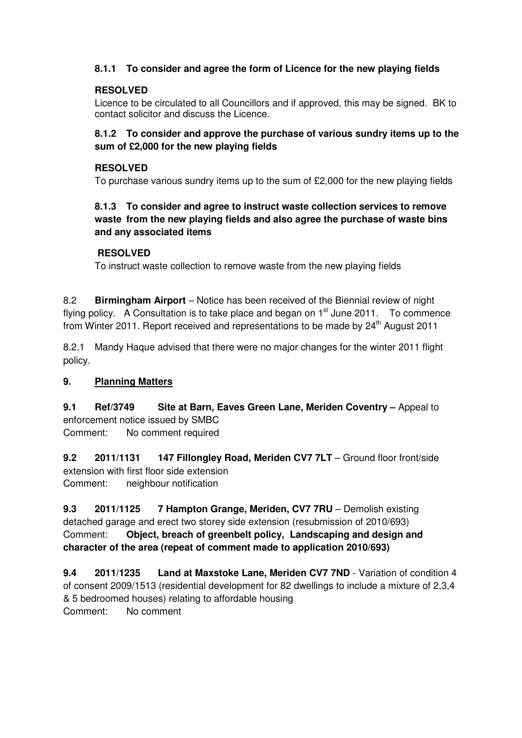**8.1.1 To consider and agree the form of Licence for the new playing fields**

**RESOLVED**

Licence to be circulated to all Councillors and if approved, this may be signed. BK to contact solicitor and discuss the Licence.

**8.1.2 To consider and approve the purchase of various sundry items up to the sum of £2,000 for the new playing fields**

**RESOLVED**

To purchase various sundry items up to the sum of £2,000 for the new playing fields

**8.1.3 To consider and agree to instruct waste collection services to remove waste from the new playing fields and also agree the purchase of waste bins and any associated items**

**RESOLVED**

To instruct waste collection to remove waste from the new playing fields

8.2 **Birmingham Airport** – Notice has been received of the Biennial review of night flying policy. A Consultation is to take place and began on 1st June 2011. To commence from Winter 2011. Report received and representations to be made by 24th August 2011

8.2.1 Mandy Haque advised that there were no major changes for the winter 2011 flight policy.

**9. Planning Matters**

**9.1 Ref/3749 Site at Barn, Eaves Green Lane, Meriden Coventry –** Appeal to enforcement notice issued by SMBC
Comment: No comment required

**9.2 2011/1131 147 Fillongley Road, Meriden CV7 7LT** – Ground floor front/side extension with first floor side extension
Comment: neighbour notification

**9.3 2011/1125 7 Hampton Grange, Meriden, CV7 7RU** – Demolish existing detached garage and erect two storey side extension (resubmission of 2010/693)
Comment: **Object, breach of greenbelt policy, Landscaping and design and character of the area (repeat of comment made to application 2010/693)**

**9.4 2011/1235 Land at Maxstoke Lane, Meriden CV7 7ND** - Variation of condition 4 of consent 2009/1513 (residential development for 82 dwellings to include a mixture of 2,3,4 & 5 bedroomed houses) relating to affordable housing
Comment: No comment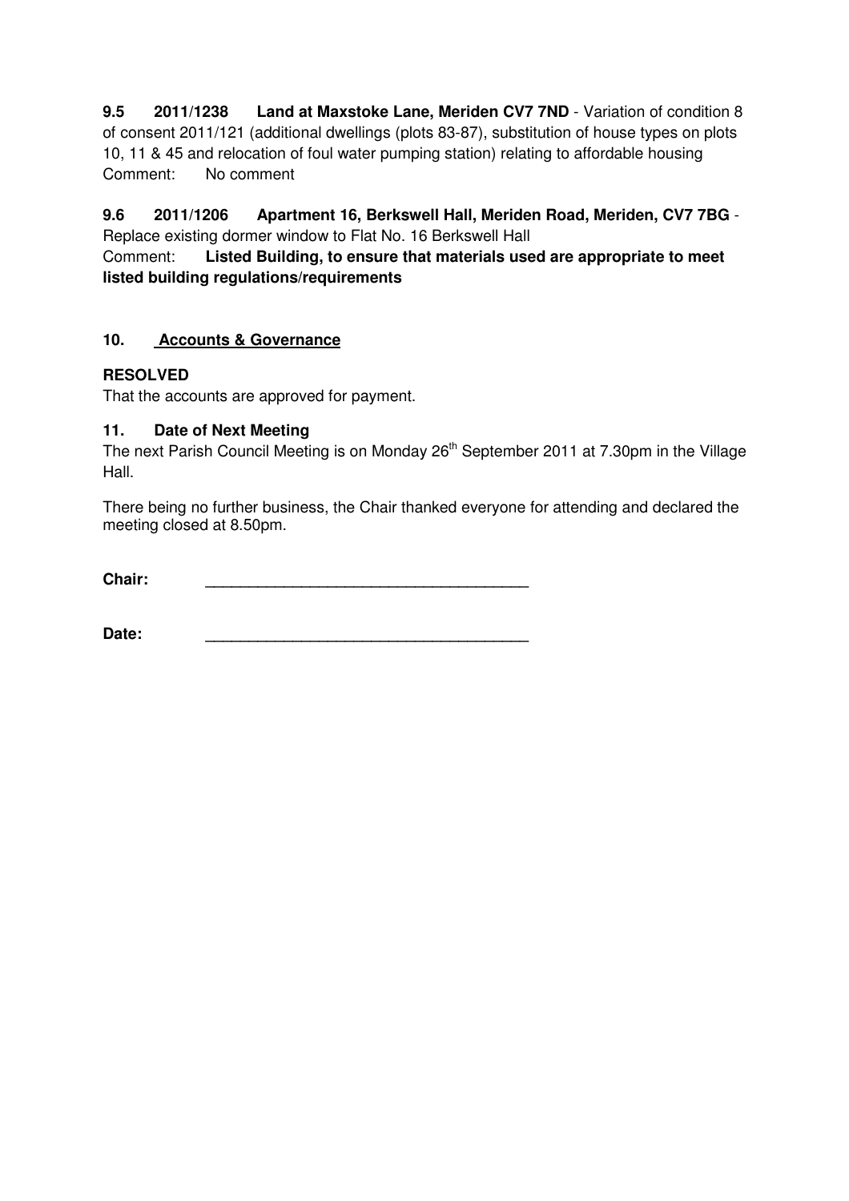**9.5 2011/1238 Land at Maxstoke Lane, Meriden CV7 7ND** - Variation of condition 8 of consent 2011/121 (additional dwellings (plots 83-87), substitution of house types on plots 10, 11 & 45 and relocation of foul water pumping station) relating to affordable housing
Comment: No comment

**9.6 2011/1206 Apartment 16, Berkswell Hall, Meriden Road, Meriden, CV7 7BG** - Replace existing dormer window to Flat No. 16 Berkswell Hall
Comment: **Listed Building, to ensure that materials used are appropriate to meet listed building regulations/requirements**

## 10. Accounts & Governance

**RESOLVED**
That the accounts are approved for payment.

## 11. Date of Next Meeting

The next Parish Council Meeting is on Monday 26th September 2011 at 7.30pm in the Village Hall.

There being no further business, the Chair thanked everyone for attending and declared the meeting closed at 8.50pm.

**Chair:** ____________________________________

**Date:** ____________________________________